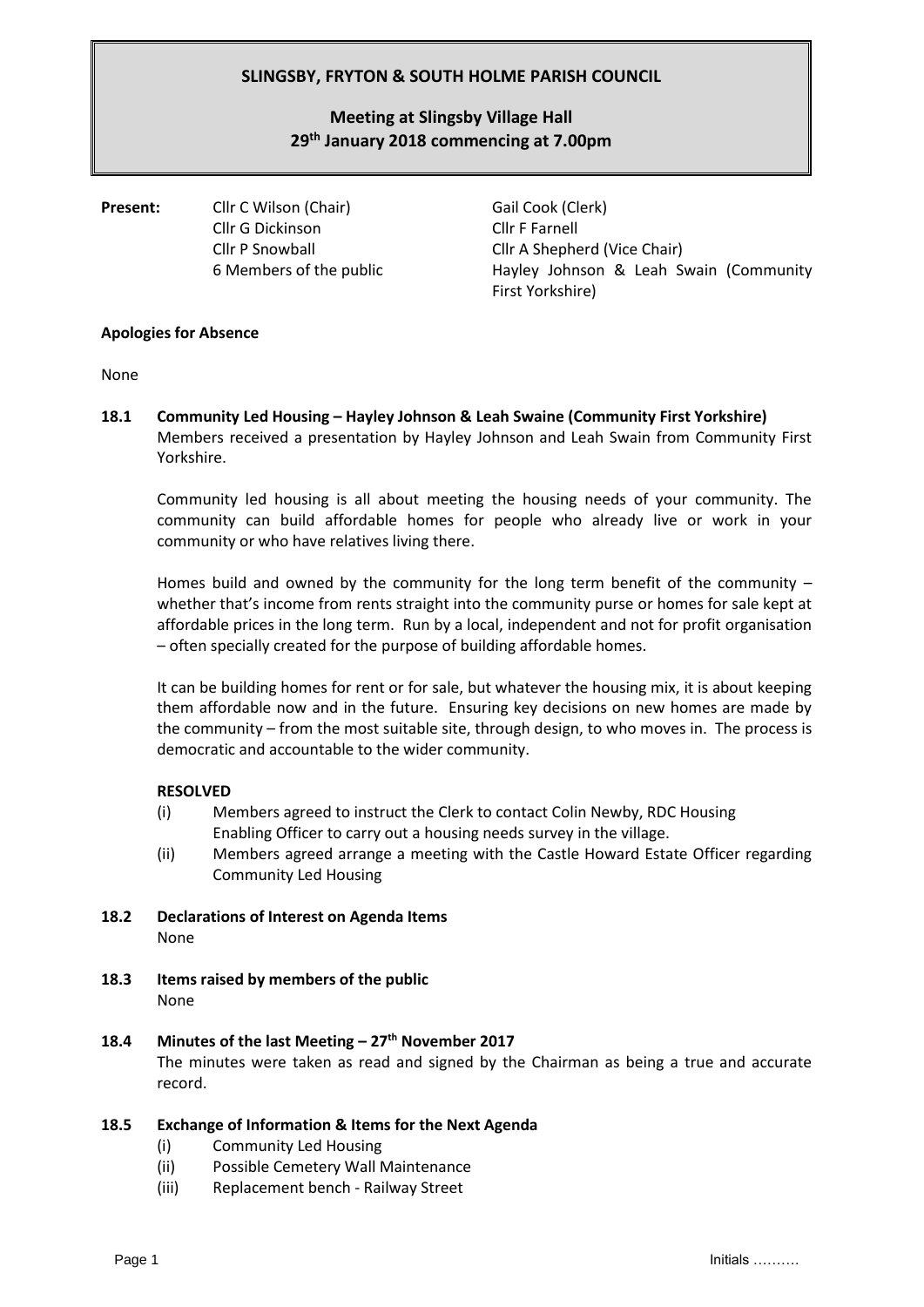# SLINGSBY, FRYTON & SOUTH HOLME PARISH COUNCIL

## Meeting at Slingsby Village Hall
## 29th January 2018 commencing at 7.00pm

**Present:**

| | |
|---|---|
| Cllr C Wilson (Chair) | Gail Cook (Clerk) |
| Cllr G Dickinson | Cllr F Farnell |
| Cllr P Snowball | Cllr A Shepherd (Vice Chair) |
| 6 Members of the public | Hayley Johnson & Leah Swain (Community First Yorkshire) |

**Apologies for Absence**

None

**18.1 Community Led Housing – Hayley Johnson & Leah Swaine (Community First Yorkshire)**

Members received a presentation by Hayley Johnson and Leah Swain from Community First Yorkshire.

Community led housing is all about meeting the housing needs of your community. The community can build affordable homes for people who already live or work in your community or who have relatives living there.

Homes build and owned by the community for the long term benefit of the community – whether that's income from rents straight into the community purse or homes for sale kept at affordable prices in the long term. Run by a local, independent and not for profit organisation – often specially created for the purpose of building affordable homes.

It can be building homes for rent or for sale, but whatever the housing mix, it is about keeping them affordable now and in the future. Ensuring key decisions on new homes are made by the community – from the most suitable site, through design, to who moves in. The process is democratic and accountable to the wider community.

**RESOLVED**

(i) Members agreed to instruct the Clerk to contact Colin Newby, RDC Housing Enabling Officer to carry out a housing needs survey in the village.

(ii) Members agreed arrange a meeting with the Castle Howard Estate Officer regarding Community Led Housing

**18.2 Declarations of Interest on Agenda Items**

None

**18.3 Items raised by members of the public**

None

**18.4 Minutes of the last Meeting – 27th November 2017**

The minutes were taken as read and signed by the Chairman as being a true and accurate record.

**18.5 Exchange of Information & Items for the Next Agenda**

(i) Community Led Housing

(ii) Possible Cemetery Wall Maintenance

(iii) Replacement bench - Railway Street

Initials ……….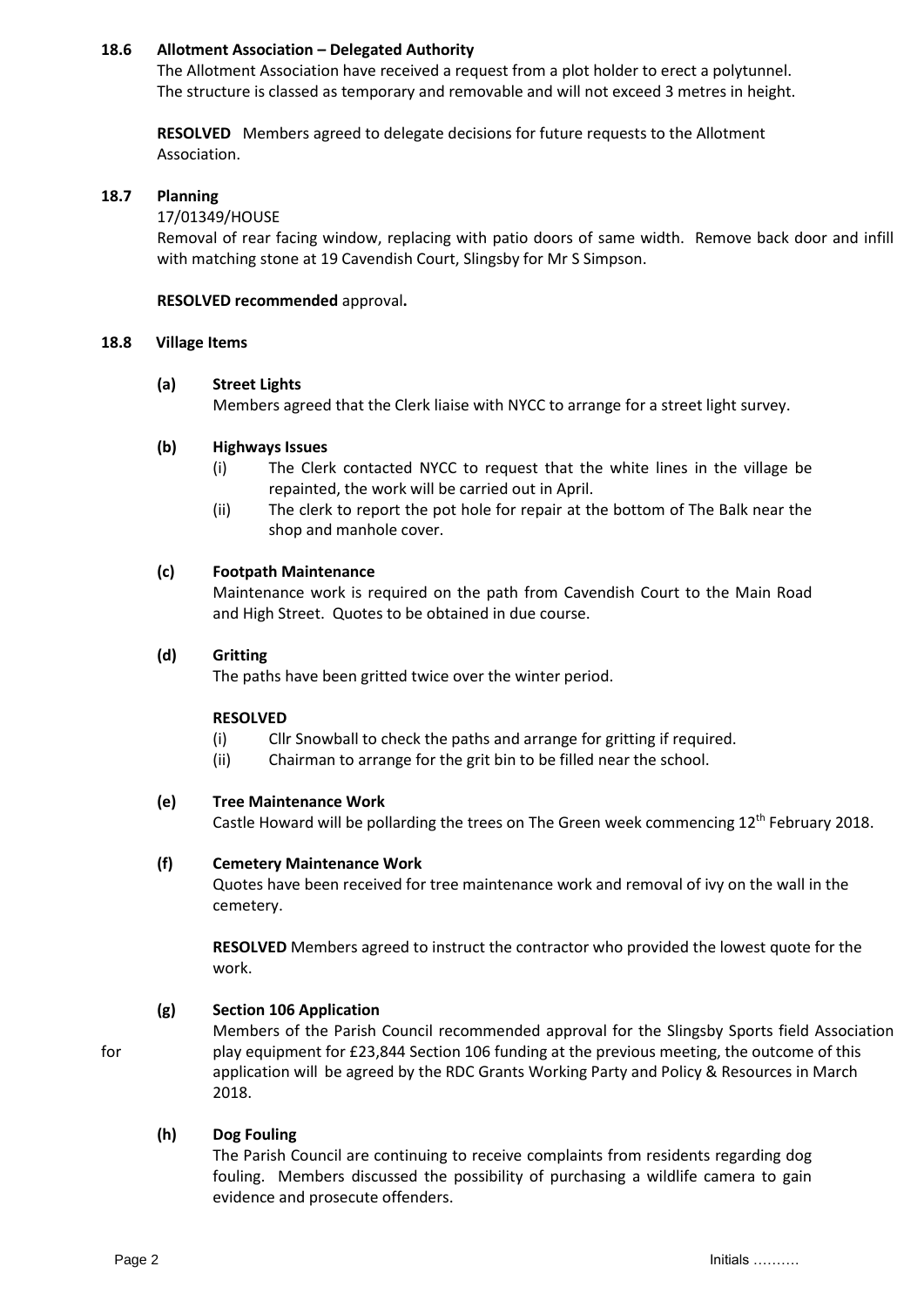**18.6 Allotment Association – Delegated Authority**

The Allotment Association have received a request from a plot holder to erect a polytunnel. The structure is classed as temporary and removable and will not exceed 3 metres in height.

**RESOLVED** Members agreed to delegate decisions for future requests to the Allotment Association.

**18.7 Planning**

17/01349/HOUSE

Removal of rear facing window, replacing with patio doors of same width. Remove back door and infill with matching stone at 19 Cavendish Court, Slingsby for Mr S Simpson.

**RESOLVED recommended** approval**.**

**18.8 Village Items**

**(a) Street Lights**

Members agreed that the Clerk liaise with NYCC to arrange for a street light survey.

**(b) Highways Issues**

(i) The Clerk contacted NYCC to request that the white lines in the village be repainted, the work will be carried out in April.

(ii) The clerk to report the pot hole for repair at the bottom of The Balk near the shop and manhole cover.

**(c) Footpath Maintenance**

Maintenance work is required on the path from Cavendish Court to the Main Road and High Street. Quotes to be obtained in due course.

**(d) Gritting**

The paths have been gritted twice over the winter period.

**RESOLVED**

(i) Cllr Snowball to check the paths and arrange for gritting if required.

(ii) Chairman to arrange for the grit bin to be filled near the school.

**(e) Tree Maintenance Work**

Castle Howard will be pollarding the trees on The Green week commencing 12th February 2018.

**(f) Cemetery Maintenance Work**

Quotes have been received for tree maintenance work and removal of ivy on the wall in the cemetery.

**RESOLVED** Members agreed to instruct the contractor who provided the lowest quote for the work.

**(g) Section 106 Application**

Members of the Parish Council recommended approval for the Slingsby Sports field Association for play equipment for £23,844 Section 106 funding at the previous meeting, the outcome of this application will be agreed by the RDC Grants Working Party and Policy & Resources in March 2018.

**(h) Dog Fouling**

The Parish Council are continuing to receive complaints from residents regarding dog fouling. Members discussed the possibility of purchasing a wildlife camera to gain evidence and prosecute offenders.

Initials ……….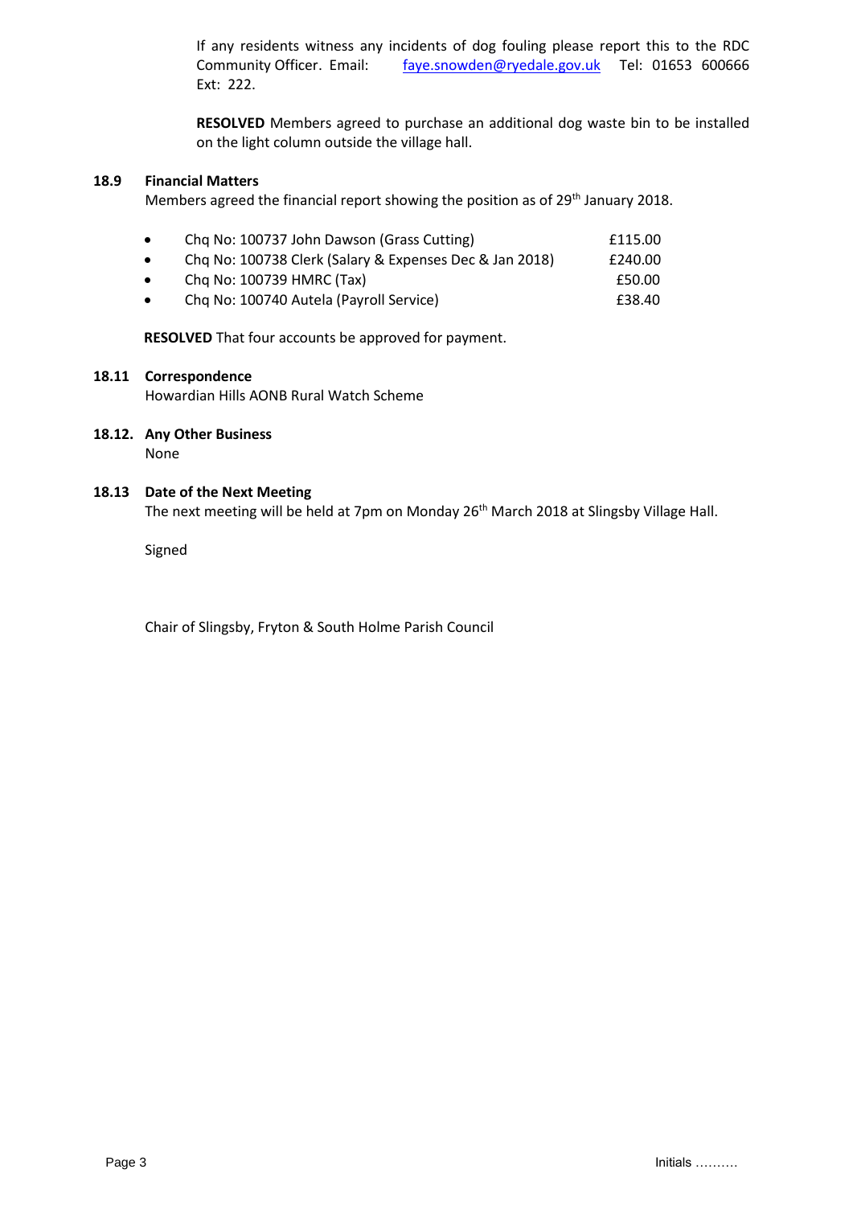If any residents witness any incidents of dog fouling please report this to the RDC Community Officer. Email: faye.snowden@ryedale.gov.uk Tel: 01653 600666 Ext: 222.

**RESOLVED** Members agreed to purchase an additional dog waste bin to be installed on the light column outside the village hall.

**18.9 Financial Matters**

Members agreed the financial report showing the position as of 29th January 2018.

- Chq No: 100737 John Dawson (Grass Cutting) £115.00
- Chq No: 100738 Clerk (Salary & Expenses Dec & Jan 2018) £240.00
- Chq No: 100739 HMRC (Tax) £50.00
- Chq No: 100740 Autela (Payroll Service) £38.40

**RESOLVED** That four accounts be approved for payment.

**18.11 Correspondence**

Howardian Hills AONB Rural Watch Scheme

**18.12. Any Other Business**

None

**18.13 Date of the Next Meeting**

The next meeting will be held at 7pm on Monday 26th March 2018 at Slingsby Village Hall.

Signed

Chair of Slingsby, Fryton & South Holme Parish Council

Initials ……….